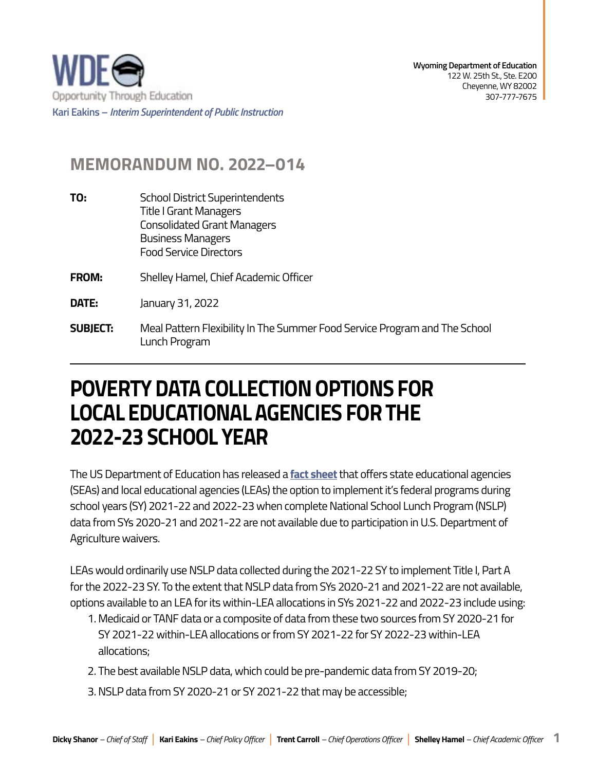Wyoming Department of Education
122 W. 25th St., Ste. E200
Cheyenne, WY 82002
307-777-7675

WDE
Opportunity Through Education

Kari Eakins – *Interim Superintendent of Public Instruction*

## MEMORANDUM NO. 2022–014

**TO:** School District Superintendents
Title I Grant Managers
Consolidated Grant Managers
Business Managers
Food Service Directors

**FROM:** Shelley Hamel, Chief Academic Officer

**DATE:** January 31, 2022

**SUBJECT:** Meal Pattern Flexibility In The Summer Food Service Program and The School Lunch Program

---

# POVERTY DATA COLLECTION OPTIONS FOR LOCAL EDUCATIONAL AGENCIES FOR THE 2022-23 SCHOOL YEAR

The US Department of Education has released a **fact sheet** that offers state educational agencies (SEAs) and local educational agencies (LEAs) the option to implement it's federal programs during school years (SY) 2021-22 and 2022-23 when complete National School Lunch Program (NSLP) data from SYs 2020-21 and 2021-22 are not available due to participation in U.S. Department of Agriculture waivers.

LEAs would ordinarily use NSLP data collected during the 2021-22 SY to implement Title I, Part A for the 2022-23 SY. To the extent that NSLP data from SYs 2020-21 and 2021-22 are not available, options available to an LEA for its within-LEA allocations in SYs 2021-22 and 2022-23 include using:

1. Medicaid or TANF data or a composite of data from these two sources from SY 2020-21 for SY 2021-22 within-LEA allocations or from SY 2021-22 for SY 2022-23 within-LEA allocations;
2. The best available NSLP data, which could be pre-pandemic data from SY 2019-20;
3. NSLP data from SY 2020-21 or SY 2021-22 that may be accessible;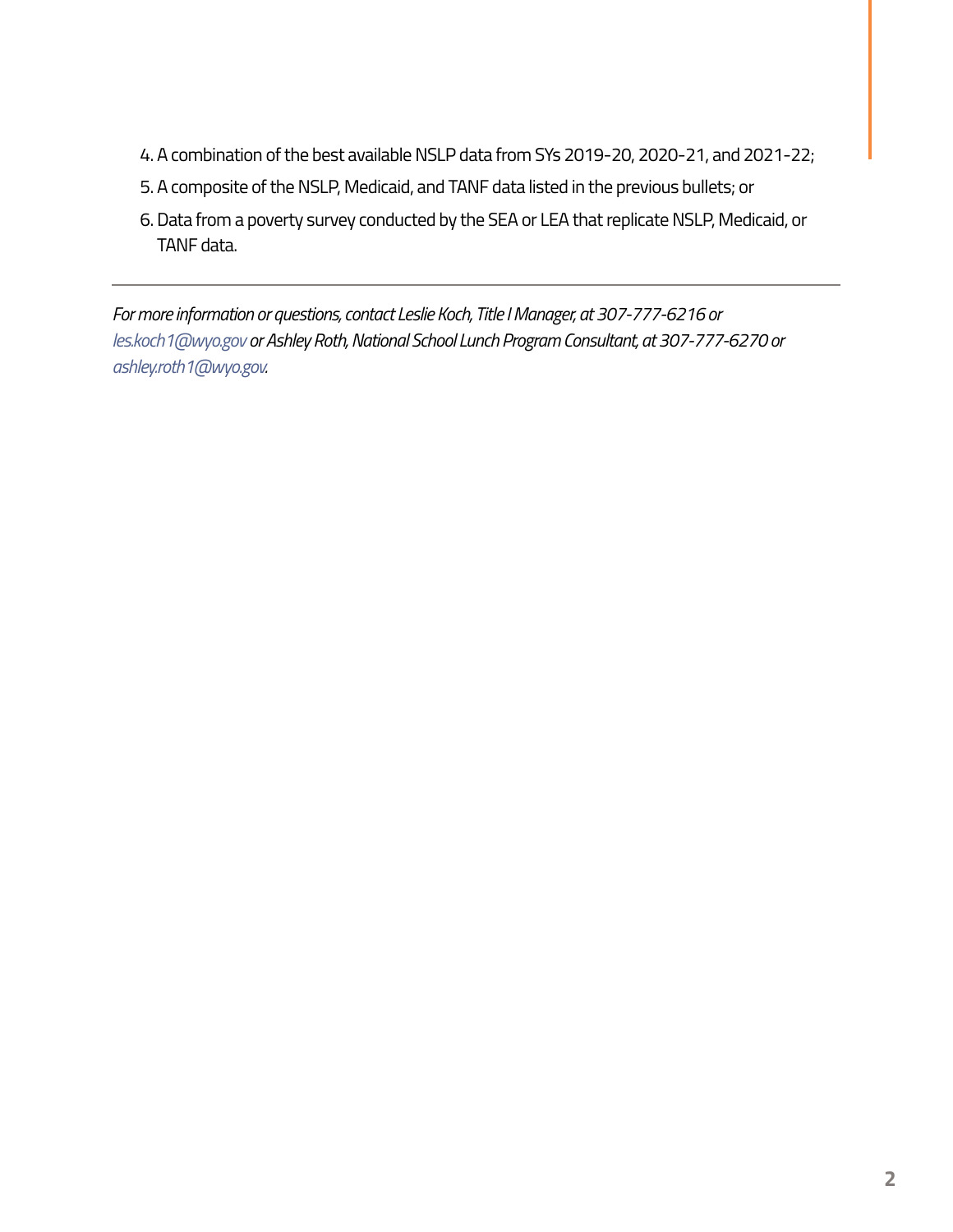4. A combination of the best available NSLP data from SYs 2019-20, 2020-21, and 2021-22;
5. A composite of the NSLP, Medicaid, and TANF data listed in the previous bullets; or
6. Data from a poverty survey conducted by the SEA or LEA that replicate NSLP, Medicaid, or TANF data.

---

*For more information or questions, contact Leslie Koch, Title I Manager, at 307-777-6216 or les.koch1@wyo.gov or Ashley Roth, National School Lunch Program Consultant, at 307-777-6270 or ashley.roth1@wyo.gov.*